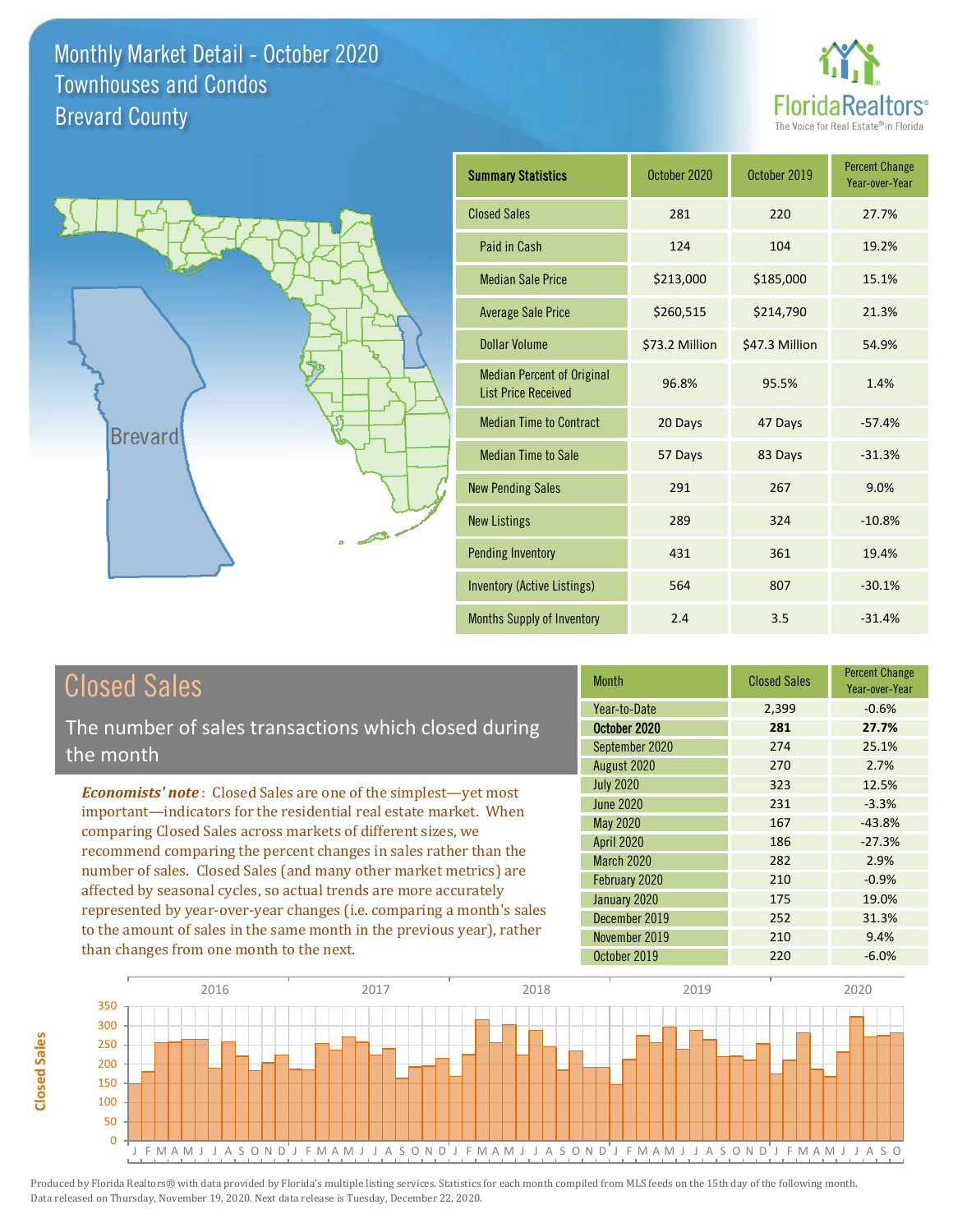# Monthly Market Detail - October 2020
## Townhouses and Condos
## Brevard County

FloridaRealtors®
The Voice for Real Estate® in Florida

Brevard

| Summary Statistics | October 2020 | October 2019 | Percent Change Year-over-Year |
|---|---|---|---|
| Closed Sales | 281 | 220 | 27.7% |
| Paid in Cash | 124 | 104 | 19.2% |
| Median Sale Price | $213,000 | $185,000 | 15.1% |
| Average Sale Price | $260,515 | $214,790 | 21.3% |
| Dollar Volume | $73.2 Million | $47.3 Million | 54.9% |
| Median Percent of Original List Price Received | 96.8% | 95.5% | 1.4% |
| Median Time to Contract | 20 Days | 47 Days | -57.4% |
| Median Time to Sale | 57 Days | 83 Days | -31.3% |
| New Pending Sales | 291 | 267 | 9.0% |
| New Listings | 289 | 324 | -10.8% |
| Pending Inventory | 431 | 361 | 19.4% |
| Inventory (Active Listings) | 564 | 807 | -30.1% |
| Months Supply of Inventory | 2.4 | 3.5 | -31.4% |

## Closed Sales

The number of sales transactions which closed during the month

*Economists' note*: Closed Sales are one of the simplest—yet most important—indicators for the residential real estate market. When comparing Closed Sales across markets of different sizes, we recommend comparing the percent changes in sales rather than the number of sales. Closed Sales (and many other market metrics) are affected by seasonal cycles, so actual trends are more accurately represented by year-over-year changes (i.e. comparing a month's sales to the amount of sales in the same month in the previous year), rather than changes from one month to the next.

| Month | Closed Sales | Percent Change Year-over-Year |
|---|---|---|
| Year-to-Date | 2,399 | -0.6% |
| **October 2020** | **281** | **27.7%** |
| September 2020 | 274 | 25.1% |
| August 2020 | 270 | 2.7% |
| July 2020 | 323 | 12.5% |
| June 2020 | 231 | -3.3% |
| May 2020 | 167 | -43.8% |
| April 2020 | 186 | -27.3% |
| March 2020 | 282 | 2.9% |
| February 2020 | 210 | -0.9% |
| January 2020 | 175 | 19.0% |
| December 2019 | 252 | 31.3% |
| November 2019 | 210 | 9.4% |
| October 2019 | 220 | -6.0% |

Closed Sales
2016 2017 2018 2019 2020
0 50 100 150 200 250 300 350
J F M A M J J A S O N D J F M A M J J A S O N D J F M A M J J A S O N D J F M A M J J A S O N D J F M A M J J A S O

Produced by Florida Realtors® with data provided by Florida's multiple listing services. Statistics for each month compiled from MLS feeds on the 15th day of the following month. Data released on Thursday, November 19, 2020. Next data release is Tuesday, December 22, 2020.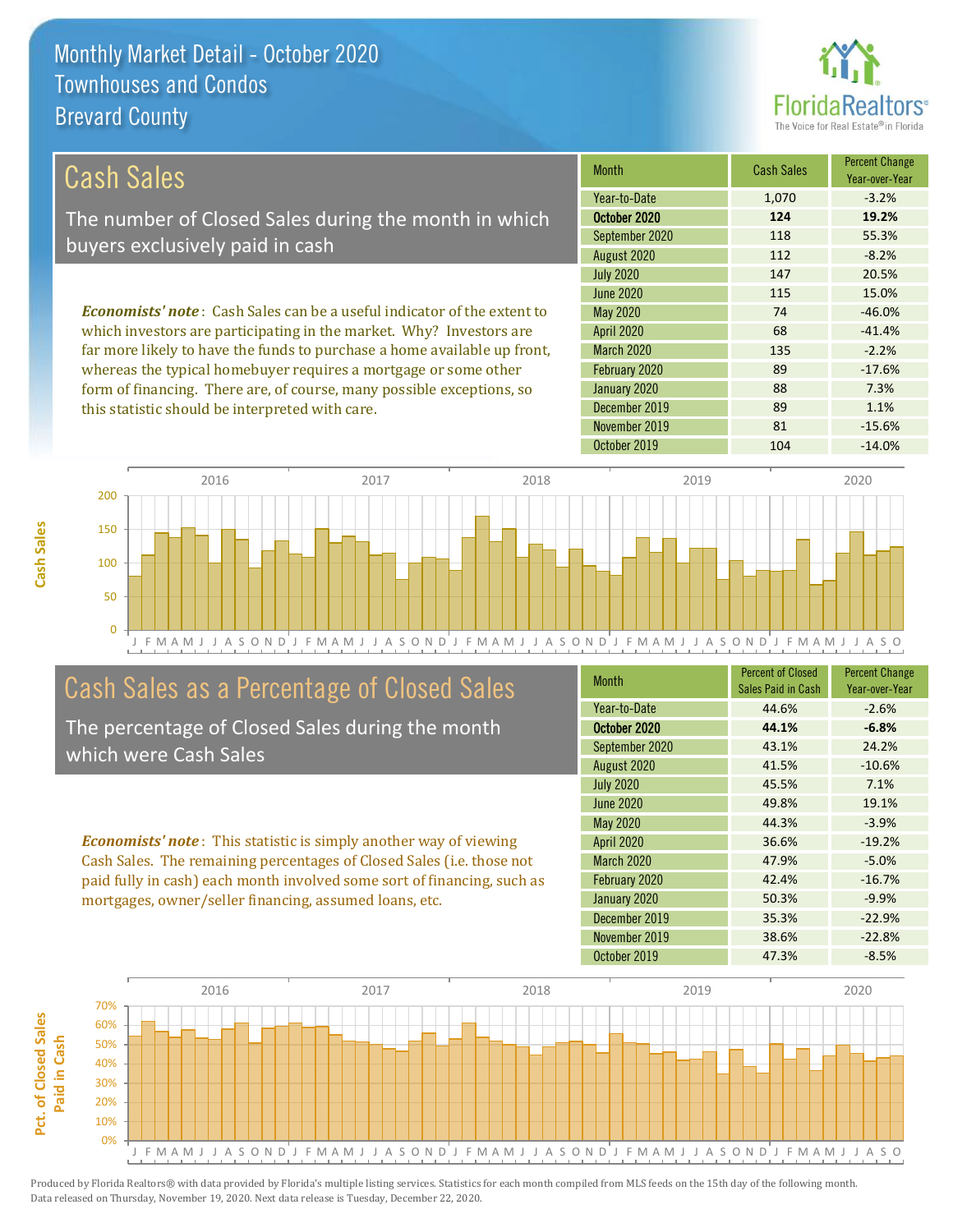# Monthly Market Detail - October 2020
## Townhouses and Condos
## Brevard County

## Cash Sales

The number of Closed Sales during the month in which buyers exclusively paid in cash

*Economists' note*: Cash Sales can be a useful indicator of the extent to which investors are participating in the market. Why? Investors are far more likely to have the funds to purchase a home available up front, whereas the typical homebuyer requires a mortgage or some other form of financing. There are, of course, many possible exceptions, so this statistic should be interpreted with care.

| Month | Cash Sales | Percent Change Year-over-Year |
|---|---|---|
| Year-to-Date | 1,070 | -3.2% |
| **October 2020** | **124** | **19.2%** |
| September 2020 | 118 | 55.3% |
| August 2020 | 112 | -8.2% |
| July 2020 | 147 | 20.5% |
| June 2020 | 115 | 15.0% |
| May 2020 | 74 | -46.0% |
| April 2020 | 68 | -41.4% |
| March 2020 | 135 | -2.2% |
| February 2020 | 89 | -17.6% |
| January 2020 | 88 | 7.3% |
| December 2019 | 89 | 1.1% |
| November 2019 | 81 | -15.6% |
| October 2019 | 104 | -14.0% |

## Cash Sales as a Percentage of Closed Sales

The percentage of Closed Sales during the month which were Cash Sales

*Economists' note*: This statistic is simply another way of viewing Cash Sales. The remaining percentages of Closed Sales (i.e. those not paid fully in cash) each month involved some sort of financing, such as mortgages, owner/seller financing, assumed loans, etc.

| Month | Percent of Closed Sales Paid in Cash | Percent Change Year-over-Year |
|---|---|---|
| Year-to-Date | 44.6% | -2.6% |
| **October 2020** | **44.1%** | **-6.8%** |
| September 2020 | 43.1% | 24.2% |
| August 2020 | 41.5% | -10.6% |
| July 2020 | 45.5% | 7.1% |
| June 2020 | 49.8% | 19.1% |
| May 2020 | 44.3% | -3.9% |
| April 2020 | 36.6% | -19.2% |
| March 2020 | 47.9% | -5.0% |
| February 2020 | 42.4% | -16.7% |
| January 2020 | 50.3% | -9.9% |
| December 2019 | 35.3% | -22.9% |
| November 2019 | 38.6% | -22.8% |
| October 2019 | 47.3% | -8.5% |

Produced by Florida Realtors® with data provided by Florida's multiple listing services. Statistics for each month compiled from MLS feeds on the 15th day of the following month. Data released on Thursday, November 19, 2020. Next data release is Tuesday, December 22, 2020.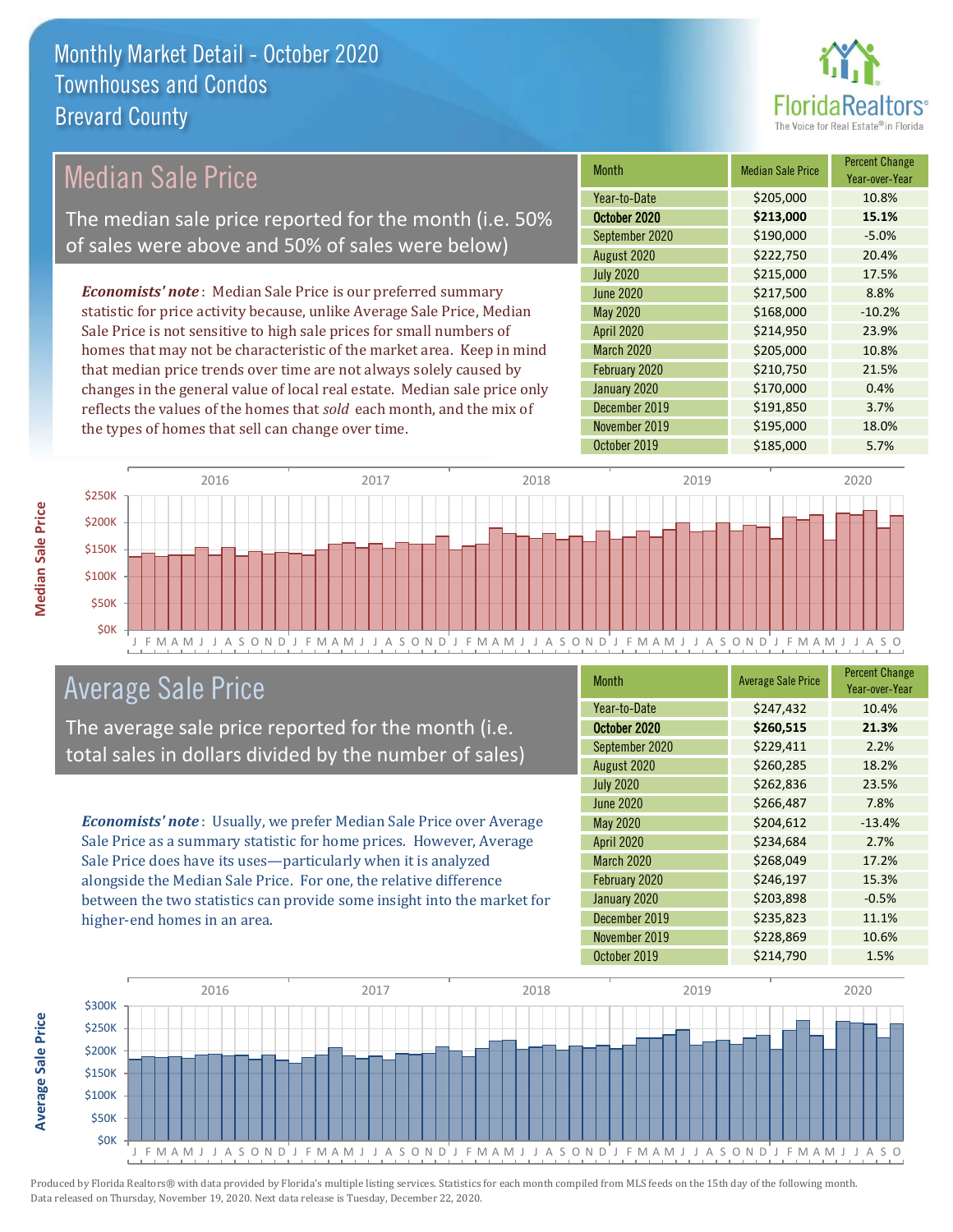# Monthly Market Detail - October 2020
## Townhouses and Condos
## Brevard County

## Median Sale Price

The median sale price reported for the month (i.e. 50% of sales were above and 50% of sales were below)

***Economists' note***: Median Sale Price is our preferred summary statistic for price activity because, unlike Average Sale Price, Median Sale Price is not sensitive to high sale prices for small numbers of homes that may not be characteristic of the market area. Keep in mind that median price trends over time are not always solely caused by changes in the general value of local real estate. Median sale price only reflects the values of the homes that *sold* each month, and the mix of the types of homes that sell can change over time.

| Month | Median Sale Price | Percent Change Year-over-Year |
|---|---|---|
| Year-to-Date | $205,000 | 10.8% |
| **October 2020** | **$213,000** | **15.1%** |
| September 2020 | $190,000 | -5.0% |
| August 2020 | $222,750 | 20.4% |
| July 2020 | $215,000 | 17.5% |
| June 2020 | $217,500 | 8.8% |
| May 2020 | $168,000 | -10.2% |
| April 2020 | $214,950 | 23.9% |
| March 2020 | $205,000 | 10.8% |
| February 2020 | $210,750 | 21.5% |
| January 2020 | $170,000 | 0.4% |
| December 2019 | $191,850 | 3.7% |
| November 2019 | $195,000 | 18.0% |
| October 2019 | $185,000 | 5.7% |

Median Sale Price

2016 2017 2018 2019 2020

$250K $200K $150K $100K $50K $0K

J F M A M J J A S O N D J F M A M J J A S O N D J F M A M J J A S O N D J F M A M J J A S O N D J F M A M J J A S O

## Average Sale Price

The average sale price reported for the month (i.e. total sales in dollars divided by the number of sales)

***Economists' note***: Usually, we prefer Median Sale Price over Average Sale Price as a summary statistic for home prices. However, Average Sale Price does have its uses—particularly when it is analyzed alongside the Median Sale Price. For one, the relative difference between the two statistics can provide some insight into the market for higher-end homes in an area.

| Month | Average Sale Price | Percent Change Year-over-Year |
|---|---|---|
| Year-to-Date | $247,432 | 10.4% |
| **October 2020** | **$260,515** | **21.3%** |
| September 2020 | $229,411 | 2.2% |
| August 2020 | $260,285 | 18.2% |
| July 2020 | $262,836 | 23.5% |
| June 2020 | $266,487 | 7.8% |
| May 2020 | $204,612 | -13.4% |
| April 2020 | $234,684 | 2.7% |
| March 2020 | $268,049 | 17.2% |
| February 2020 | $246,197 | 15.3% |
| January 2020 | $203,898 | -0.5% |
| December 2019 | $235,823 | 11.1% |
| November 2019 | $228,869 | 10.6% |
| October 2019 | $214,790 | 1.5% |

Average Sale Price

2016 2017 2018 2019 2020

$300K $250K $200K $150K $100K $50K $0K

J F M A M J J A S O N D J F M A M J J A S O N D J F M A M J J A S O N D J F M A M J J A S O N D J F M A M J J A S O

Produced by Florida Realtors® with data provided by Florida's multiple listing services. Statistics for each month compiled from MLS feeds on the 15th day of the following month. Data released on Thursday, November 19, 2020. Next data release is Tuesday, December 22, 2020.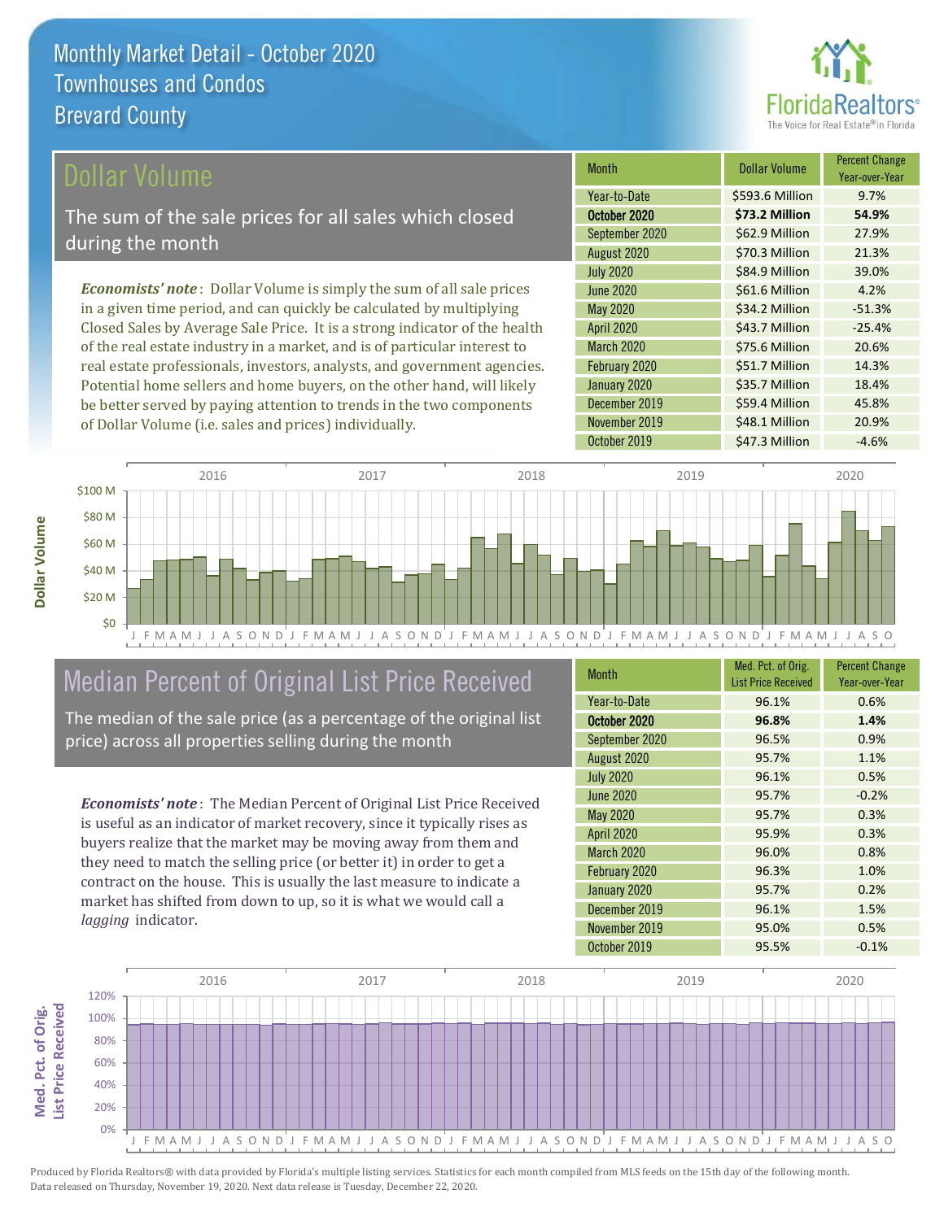# Monthly Market Detail - October 2020
## Townhouses and Condos
## Brevard County

## Dollar Volume

The sum of the sale prices for all sales which closed during the month

*Economists' note*: Dollar Volume is simply the sum of all sale prices in a given time period, and can quickly be calculated by multiplying Closed Sales by Average Sale Price. It is a strong indicator of the health of the real estate industry in a market, and is of particular interest to real estate professionals, investors, analysts, and government agencies. Potential home sellers and home buyers, on the other hand, will likely be better served by paying attention to trends in the two components of Dollar Volume (i.e. sales and prices) individually.

| Month | Dollar Volume | Percent Change Year-over-Year |
|---|---|---|
| Year-to-Date | $593.6 Million | 9.7% |
| **October 2020** | **$73.2 Million** | **54.9%** |
| September 2020 | $62.9 Million | 27.9% |
| August 2020 | $70.3 Million | 21.3% |
| July 2020 | $84.9 Million | 39.0% |
| June 2020 | $61.6 Million | 4.2% |
| May 2020 | $34.2 Million | -51.3% |
| April 2020 | $43.7 Million | -25.4% |
| March 2020 | $75.6 Million | 20.6% |
| February 2020 | $51.7 Million | 14.3% |
| January 2020 | $35.7 Million | 18.4% |
| December 2019 | $59.4 Million | 45.8% |
| November 2019 | $48.1 Million | 20.9% |
| October 2019 | $47.3 Million | -4.6% |

Dollar Volume

2016 2017 2018 2019 2020

$100 M
$80 M
$60 M
$40 M
$20 M
$0

J F M A M J J A S O N D J F M A M J J A S O N D J F M A M J J A S O N D J F M A M J J A S O N D J F M A M J J A S O

## Median Percent of Original List Price Received

The median of the sale price (as a percentage of the original list price) across all properties selling during the month

*Economists' note*: The Median Percent of Original List Price Received is useful as an indicator of market recovery, since it typically rises as buyers realize that the market may be moving away from them and they need to match the selling price (or better it) in order to get a contract on the house. This is usually the last measure to indicate a market has shifted from down to up, so it is what we would call a *lagging* indicator.

| Month | Med. Pct. of Orig. List Price Received | Percent Change Year-over-Year |
|---|---|---|
| Year-to-Date | 96.1% | 0.6% |
| **October 2020** | **96.8%** | **1.4%** |
| September 2020 | 96.5% | 0.9% |
| August 2020 | 95.7% | 1.1% |
| July 2020 | 96.1% | 0.5% |
| June 2020 | 95.7% | -0.2% |
| May 2020 | 95.7% | 0.3% |
| April 2020 | 95.9% | 0.3% |
| March 2020 | 96.0% | 0.8% |
| February 2020 | 96.3% | 1.0% |
| January 2020 | 95.7% | 0.2% |
| December 2019 | 96.1% | 1.5% |
| November 2019 | 95.0% | 0.5% |
| October 2019 | 95.5% | -0.1% |

Med. Pct. of Orig. List Price Received

2016 2017 2018 2019 2020

120%
100%
80%
60%
40%
20%
0%

J F M A M J J A S O N D J F M A M J J A S O N D J F M A M J J A S O N D J F M A M J J A S O N D J F M A M J J A S O

Produced by Florida Realtors® with data provided by Florida's multiple listing services. Statistics for each month compiled from MLS feeds on the 15th day of the following month. Data released on Thursday, November 19, 2020. Next data release is Tuesday, December 22, 2020.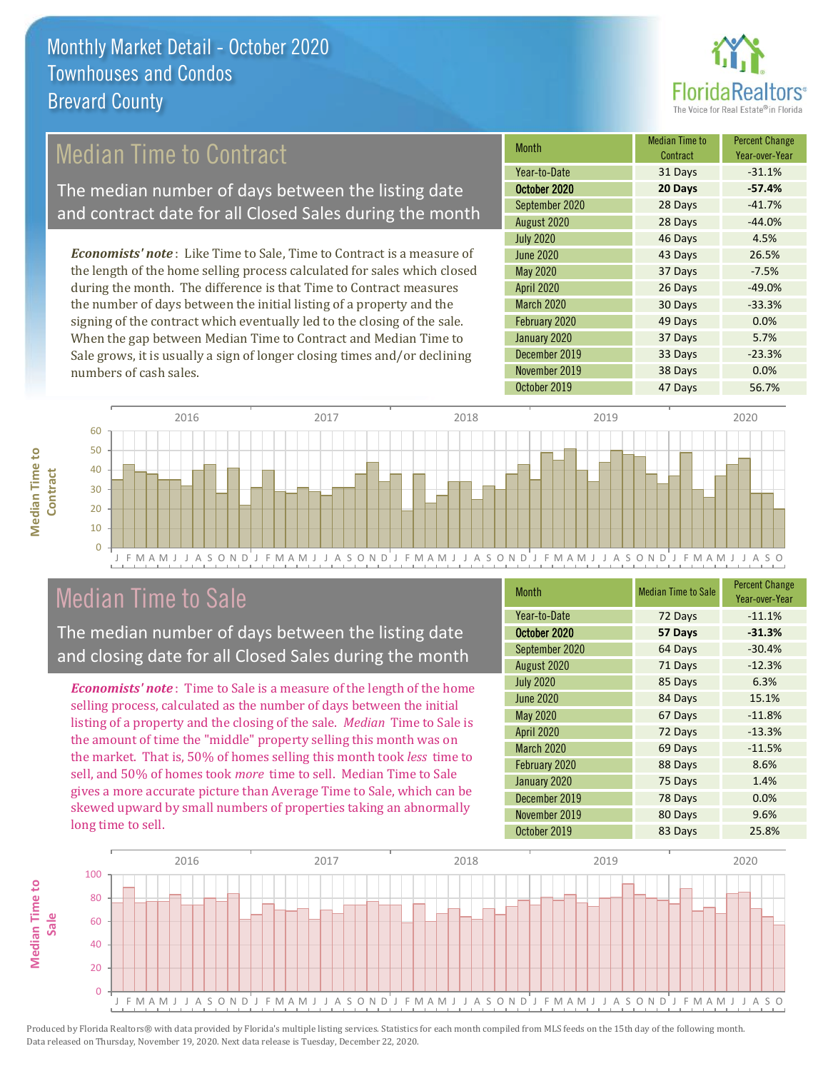# Monthly Market Detail - October 2020
## Townhouses and Condos
## Brevard County

## Median Time to Contract

The median number of days between the listing date and contract date for all Closed Sales during the month

***Economists' note***: Like Time to Sale, Time to Contract is a measure of the length of the home selling process calculated for sales which closed during the month. The difference is that Time to Contract measures the number of days between the initial listing of a property and the signing of the contract which eventually led to the closing of the sale. When the gap between Median Time to Contract and Median Time to Sale grows, it is usually a sign of longer closing times and/or declining numbers of cash sales.

| Month | Median Time to Contract | Percent Change Year-over-Year |
|---|---|---|
| Year-to-Date | 31 Days | -31.1% |
| **October 2020** | **20 Days** | **-57.4%** |
| September 2020 | 28 Days | -41.7% |
| August 2020 | 28 Days | -44.0% |
| July 2020 | 46 Days | 4.5% |
| June 2020 | 43 Days | 26.5% |
| May 2020 | 37 Days | -7.5% |
| April 2020 | 26 Days | -49.0% |
| March 2020 | 30 Days | -33.3% |
| February 2020 | 49 Days | 0.0% |
| January 2020 | 37 Days | 5.7% |
| December 2019 | 33 Days | -23.3% |
| November 2019 | 38 Days | 0.0% |
| October 2019 | 47 Days | 56.7% |

Median Time to Contract

2016 2017 2018 2019 2020

0 10 20 30 40 50 60

J F M A M J J A S O N D J F M A M J J A S O N D J F M A M J J A S O N D J F M A M J J A S O N D J F M A M J J A S O

## Median Time to Sale

The median number of days between the listing date and closing date for all Closed Sales during the month

***Economists' note***: Time to Sale is a measure of the length of the home selling process, calculated as the number of days between the initial listing of a property and the closing of the sale. *Median* Time to Sale is the amount of time the "middle" property selling this month was on the market. That is, 50% of homes selling this month took *less* time to sell, and 50% of homes took *more* time to sell. Median Time to Sale gives a more accurate picture than Average Time to Sale, which can be skewed upward by small numbers of properties taking an abnormally long time to sell.

| Month | Median Time to Sale | Percent Change Year-over-Year |
|---|---|---|
| Year-to-Date | 72 Days | -11.1% |
| **October 2020** | **57 Days** | **-31.3%** |
| September 2020 | 64 Days | -30.4% |
| August 2020 | 71 Days | -12.3% |
| July 2020 | 85 Days | 6.3% |
| June 2020 | 84 Days | 15.1% |
| May 2020 | 67 Days | -11.8% |
| April 2020 | 72 Days | -13.3% |
| March 2020 | 69 Days | -11.5% |
| February 2020 | 88 Days | 8.6% |
| January 2020 | 75 Days | 1.4% |
| December 2019 | 78 Days | 0.0% |
| November 2019 | 80 Days | 9.6% |
| October 2019 | 83 Days | 25.8% |

Median Time to Sale

2016 2017 2018 2019 2020

0 20 40 60 80 100

J F M A M J J A S O N D J F M A M J J A S O N D J F M A M J J A S O N D J F M A M J J A S O N D J F M A M J J A S O

Produced by Florida Realtors® with data provided by Florida's multiple listing services. Statistics for each month compiled from MLS feeds on the 15th day of the following month. Data released on Thursday, November 19, 2020. Next data release is Tuesday, December 22, 2020.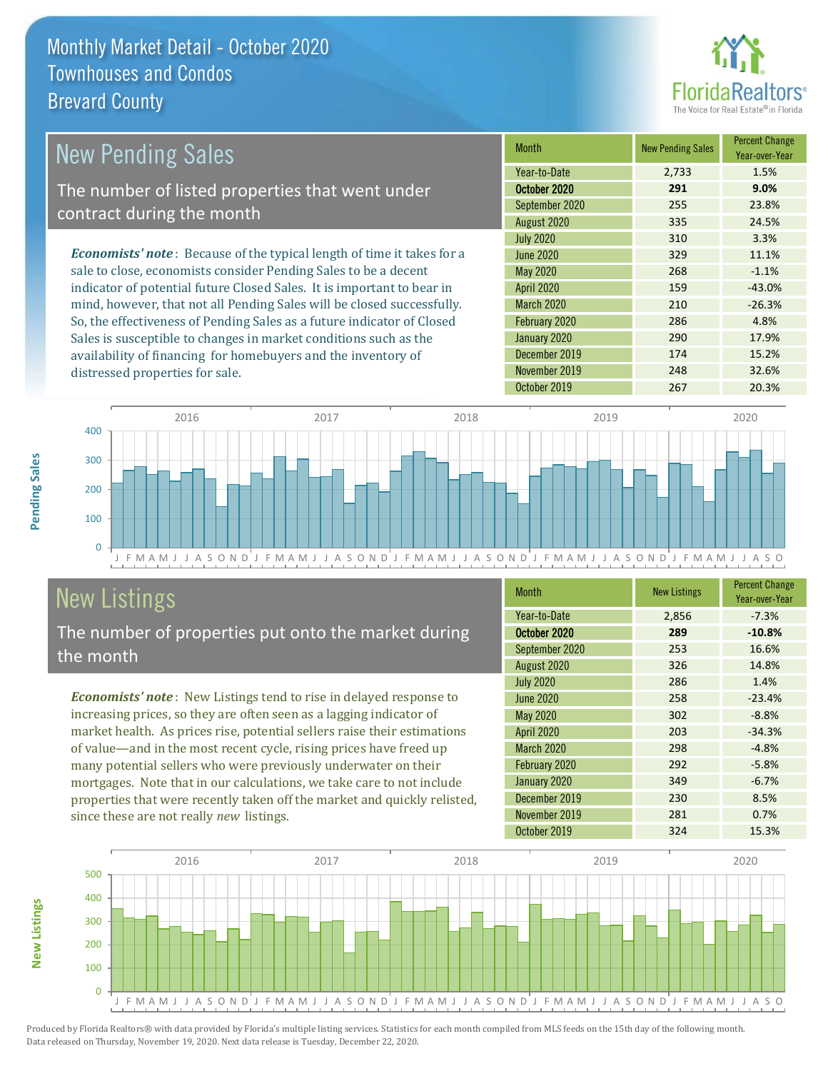# Monthly Market Detail - October 2020
## Townhouses and Condos
## Brevard County

FloridaRealtors®
The Voice for Real Estate® in Florida

## New Pending Sales

The number of listed properties that went under contract during the month

***Economists' note***: Because of the typical length of time it takes for a sale to close, economists consider Pending Sales to be a decent indicator of potential future Closed Sales. It is important to bear in mind, however, that not all Pending Sales will be closed successfully. So, the effectiveness of Pending Sales as a future indicator of Closed Sales is susceptible to changes in market conditions such as the availability of financing for homebuyers and the inventory of distressed properties for sale.

| Month | New Pending Sales | Percent Change Year-over-Year |
|---|---|---|
| Year-to-Date | 2,733 | 1.5% |
| **October 2020** | **291** | **9.0%** |
| September 2020 | 255 | 23.8% |
| August 2020 | 335 | 24.5% |
| July 2020 | 310 | 3.3% |
| June 2020 | 329 | 11.1% |
| May 2020 | 268 | -1.1% |
| April 2020 | 159 | -43.0% |
| March 2020 | 210 | -26.3% |
| February 2020 | 286 | 4.8% |
| January 2020 | 290 | 17.9% |
| December 2019 | 174 | 15.2% |
| November 2019 | 248 | 32.6% |
| October 2019 | 267 | 20.3% |

Pending Sales
2016 2017 2018 2019 2020
400
300
200
100
0
J F M A M J J A S O N D J F M A M J J A S O N D J F M A M J J A S O N D J F M A M J J A S O N D J F M A M J J A S O

## New Listings

The number of properties put onto the market during the month

***Economists' note***: New Listings tend to rise in delayed response to increasing prices, so they are often seen as a lagging indicator of market health. As prices rise, potential sellers raise their estimations of value—and in the most recent cycle, rising prices have freed up many potential sellers who were previously underwater on their mortgages. Note that in our calculations, we take care to not include properties that were recently taken off the market and quickly relisted, since these are not really *new* listings.

| Month | New Listings | Percent Change Year-over-Year |
|---|---|---|
| Year-to-Date | 2,856 | -7.3% |
| **October 2020** | **289** | **-10.8%** |
| September 2020 | 253 | 16.6% |
| August 2020 | 326 | 14.8% |
| July 2020 | 286 | 1.4% |
| June 2020 | 258 | -23.4% |
| May 2020 | 302 | -8.8% |
| April 2020 | 203 | -34.3% |
| March 2020 | 298 | -4.8% |
| February 2020 | 292 | -5.8% |
| January 2020 | 349 | -6.7% |
| December 2019 | 230 | 8.5% |
| November 2019 | 281 | 0.7% |
| October 2019 | 324 | 15.3% |

New Listings
2016 2017 2018 2019 2020
500
400
300
200
100
0
J F M A M J J A S O N D J F M A M J J A S O N D J F M A M J J A S O N D J F M A M J J A S O N D J F M A M J J A S O

Produced by Florida Realtors® with data provided by Florida's multiple listing services. Statistics for each month compiled from MLS feeds on the 15th day of the following month. Data released on Thursday, November 19, 2020. Next data release is Tuesday, December 22, 2020.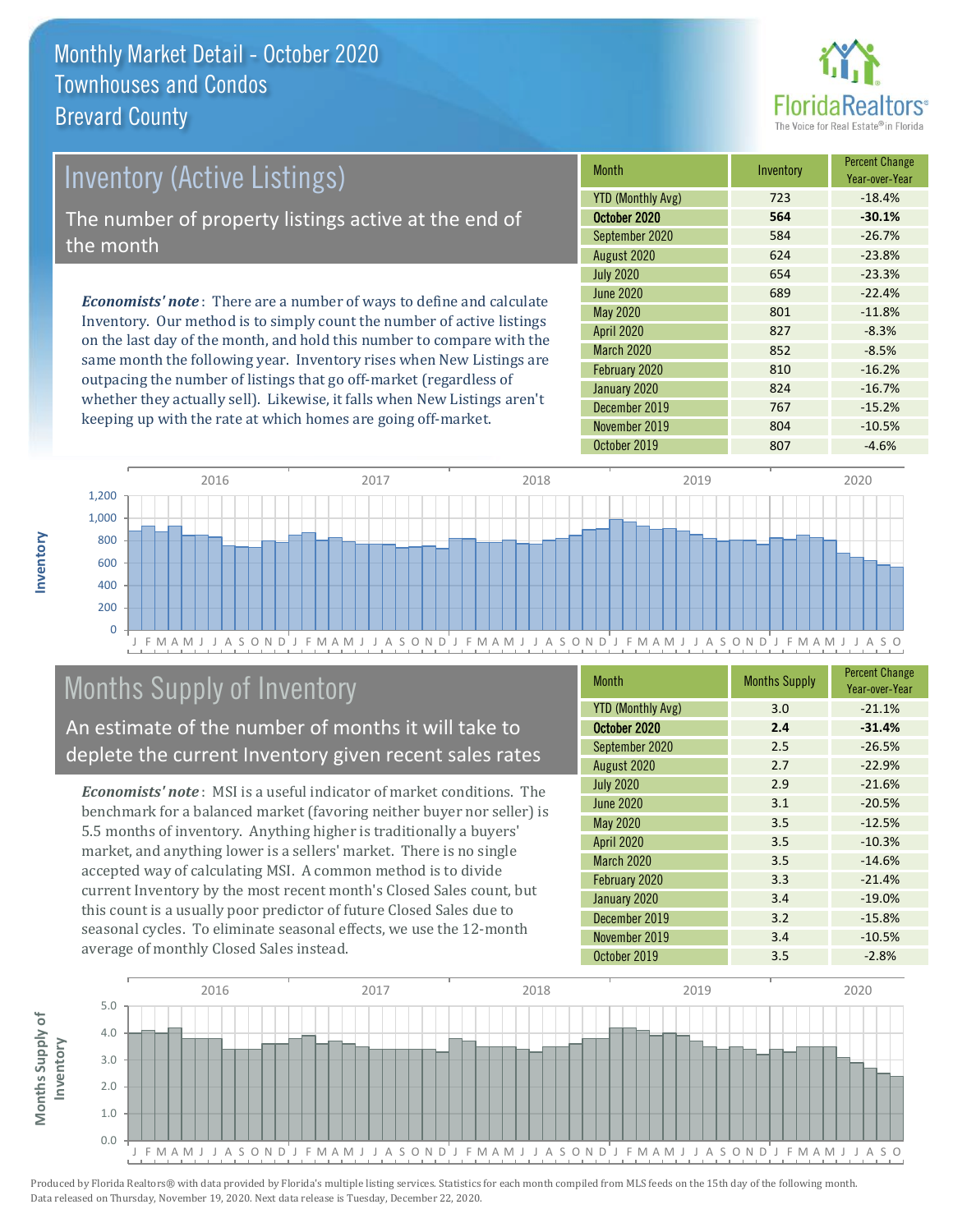# Monthly Market Detail - October 2020
## Townhouses and Condos
## Brevard County

## Inventory (Active Listings)

The number of property listings active at the end of the month

***Economists' note***: There are a number of ways to define and calculate Inventory. Our method is to simply count the number of active listings on the last day of the month, and hold this number to compare with the same month the following year. Inventory rises when New Listings are outpacing the number of listings that go off-market (regardless of whether they actually sell). Likewise, it falls when New Listings aren't keeping up with the rate at which homes are going off-market.

| Month | Inventory | Percent Change Year-over-Year |
|---|---|---|
| YTD (Monthly Avg) | 723 | -18.4% |
| **October 2020** | **564** | **-30.1%** |
| September 2020 | 584 | -26.7% |
| August 2020 | 624 | -23.8% |
| July 2020 | 654 | -23.3% |
| June 2020 | 689 | -22.4% |
| May 2020 | 801 | -11.8% |
| April 2020 | 827 | -8.3% |
| March 2020 | 852 | -8.5% |
| February 2020 | 810 | -16.2% |
| January 2020 | 824 | -16.7% |
| December 2019 | 767 | -15.2% |
| November 2019 | 804 | -10.5% |
| October 2019 | 807 | -4.6% |

Inventory

2016 2017 2018 2019 2020

1,200
1,000
800
600
400
200
0

J F M A M J J A S O N D J F M A M J J A S O N D J F M A M J J A S O N D J F M A M J J A S O N D J F M A M J J A S O

## Months Supply of Inventory

An estimate of the number of months it will take to deplete the current Inventory given recent sales rates

***Economists' note***: MSI is a useful indicator of market conditions. The benchmark for a balanced market (favoring neither buyer nor seller) is 5.5 months of inventory. Anything higher is traditionally a buyers' market, and anything lower is a sellers' market. There is no single accepted way of calculating MSI. A common method is to divide current Inventory by the most recent month's Closed Sales count, but this count is a usually poor predictor of future Closed Sales due to seasonal cycles. To eliminate seasonal effects, we use the 12-month average of monthly Closed Sales instead.

| Month | Months Supply | Percent Change Year-over-Year |
|---|---|---|
| YTD (Monthly Avg) | 3.0 | -21.1% |
| **October 2020** | **2.4** | **-31.4%** |
| September 2020 | 2.5 | -26.5% |
| August 2020 | 2.7 | -22.9% |
| July 2020 | 2.9 | -21.6% |
| June 2020 | 3.1 | -20.5% |
| May 2020 | 3.5 | -12.5% |
| April 2020 | 3.5 | -10.3% |
| March 2020 | 3.5 | -14.6% |
| February 2020 | 3.3 | -21.4% |
| January 2020 | 3.4 | -19.0% |
| December 2019 | 3.2 | -15.8% |
| November 2019 | 3.4 | -10.5% |
| October 2019 | 3.5 | -2.8% |

Months Supply of Inventory

2016 2017 2018 2019 2020

5.0
4.0
3.0
2.0
1.0
0.0

J F M A M J J A S O N D J F M A M J J A S O N D J F M A M J J A S O N D J F M A M J J A S O N D J F M A M J J A S O

Produced by Florida Realtors® with data provided by Florida's multiple listing services. Statistics for each month compiled from MLS feeds on the 15th day of the following month. Data released on Thursday, November 19, 2020. Next data release is Tuesday, December 22, 2020.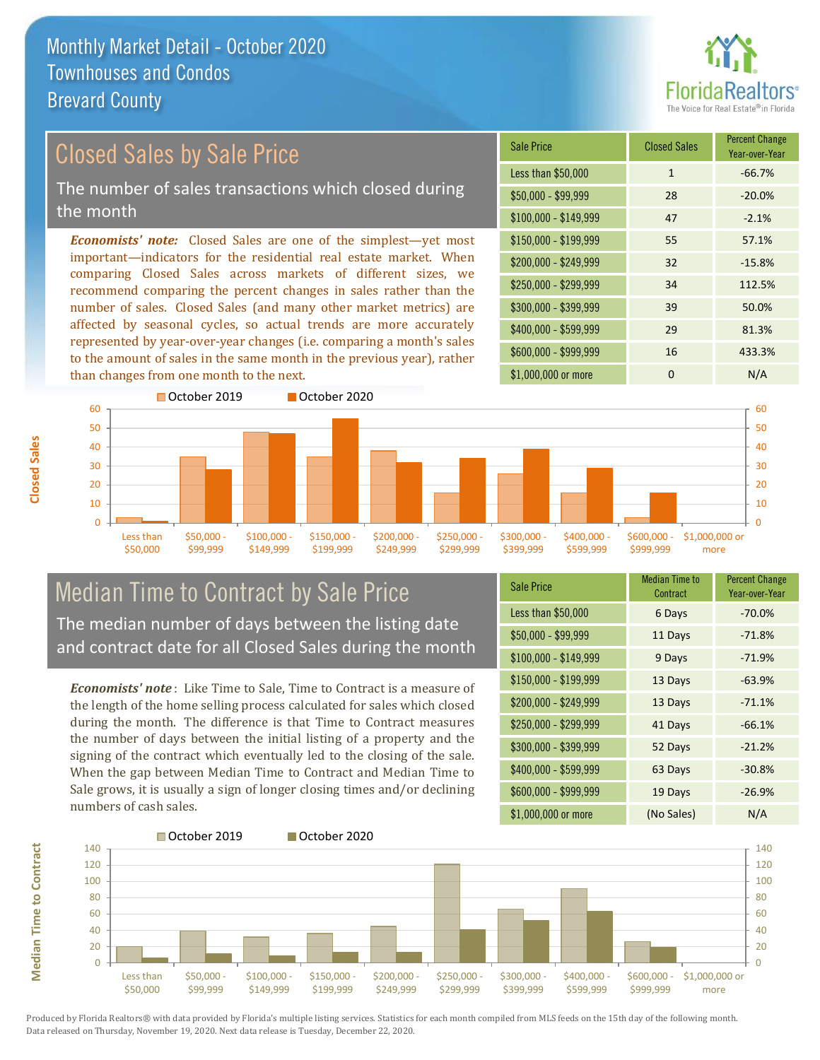# Monthly Market Detail - October 2020
## Townhouses and Condos
## Brevard County

FloridaRealtors® The Voice for Real Estate® in Florida

## Closed Sales by Sale Price

The number of sales transactions which closed during the month

***Economists' note:*** Closed Sales are one of the simplest—yet most important—indicators for the residential real estate market. When comparing Closed Sales across markets of different sizes, we recommend comparing the percent changes in sales rather than the number of sales. Closed Sales (and many other market metrics) are affected by seasonal cycles, so actual trends are more accurately represented by year-over-year changes (i.e. comparing a month's sales to the amount of sales in the same month in the previous year), rather than changes from one month to the next.

| Sale Price | Closed Sales | Percent Change Year-over-Year |
|---|---|---|
| Less than $50,000 | 1 | -66.7% |
| $50,000 - $99,999 | 28 | -20.0% |
| $100,000 - $149,999 | 47 | -2.1% |
| $150,000 - $199,999 | 55 | 57.1% |
| $200,000 - $249,999 | 32 | -15.8% |
| $250,000 - $299,999 | 34 | 112.5% |
| $300,000 - $399,999 | 39 | 50.0% |
| $400,000 - $599,999 | 29 | 81.3% |
| $600,000 - $999,999 | 16 | 433.3% |
| $1,000,000 or more | 0 | N/A |

October 2019
October 2020

Closed Sales

0 10 20 30 40 50 60

Less than $50,000
$50,000 - $99,999
$100,000 - $149,999
$150,000 - $199,999
$200,000 - $249,999
$250,000 - $299,999
$300,000 - $399,999
$400,000 - $599,999
$600,000 - $999,999
$1,000,000 or more

## Median Time to Contract by Sale Price

The median number of days between the listing date and contract date for all Closed Sales during the month

***Economists' note*** : Like Time to Sale, Time to Contract is a measure of the length of the home selling process calculated for sales which closed during the month. The difference is that Time to Contract measures the number of days between the initial listing of a property and the signing of the contract which eventually led to the closing of the sale. When the gap between Median Time to Contract and Median Time to Sale grows, it is usually a sign of longer closing times and/or declining numbers of cash sales.

| Sale Price | Median Time to Contract | Percent Change Year-over-Year |
|---|---|---|
| Less than $50,000 | 6 Days | -70.0% |
| $50,000 - $99,999 | 11 Days | -71.8% |
| $100,000 - $149,999 | 9 Days | -71.9% |
| $150,000 - $199,999 | 13 Days | -63.9% |
| $200,000 - $249,999 | 13 Days | -71.1% |
| $250,000 - $299,999 | 41 Days | -66.1% |
| $300,000 - $399,999 | 52 Days | -21.2% |
| $400,000 - $599,999 | 63 Days | -30.8% |
| $600,000 - $999,999 | 19 Days | -26.9% |
| $1,000,000 or more | (No Sales) | N/A |

October 2019
October 2020

Median Time to Contract

0 20 40 60 80 100 120 140

Less than $50,000
$50,000 - $99,999
$100,000 - $149,999
$150,000 - $199,999
$200,000 - $249,999
$250,000 - $299,999
$300,000 - $399,999
$400,000 - $599,999
$600,000 - $999,999
$1,000,000 or more

Produced by Florida Realtors® with data provided by Florida's multiple listing services. Statistics for each month compiled from MLS feeds on the 15th day of the following month. Data released on Thursday, November 19, 2020. Next data release is Tuesday, December 22, 2020.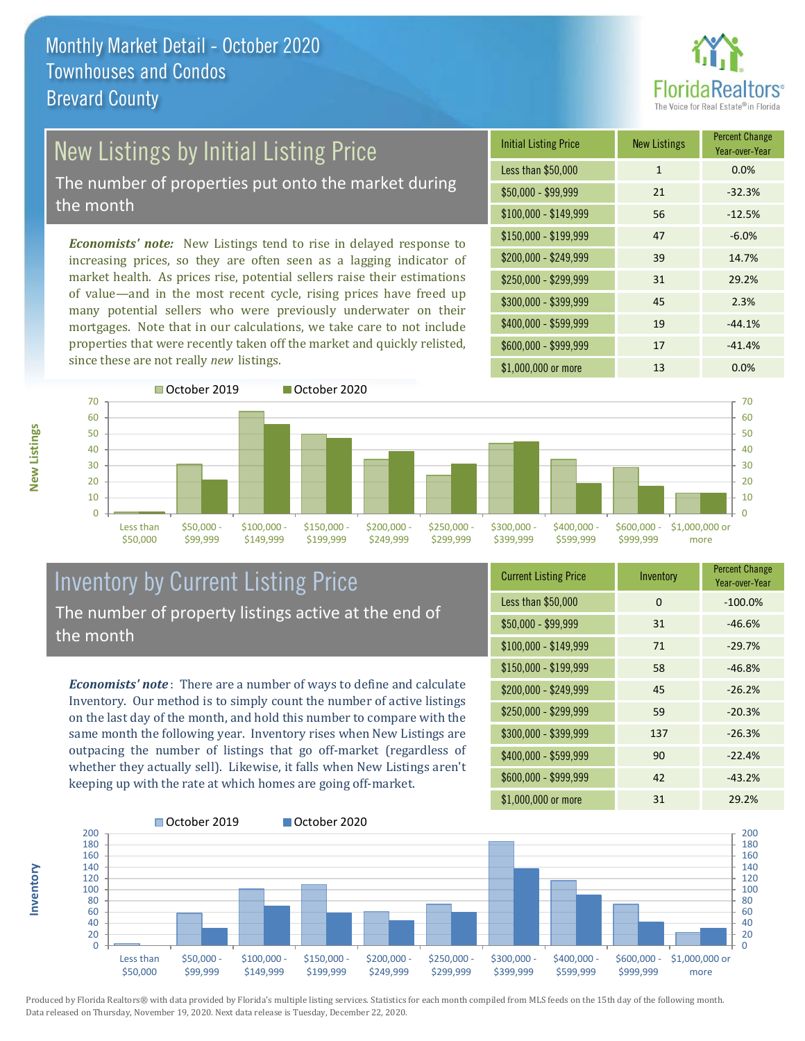# Monthly Market Detail - October 2020
## Townhouses and Condos
## Brevard County

## New Listings by Initial Listing Price

The number of properties put onto the market during the month

*Economists' note:* New Listings tend to rise in delayed response to increasing prices, so they are often seen as a lagging indicator of market health. As prices rise, potential sellers raise their estimations of value—and in the most recent cycle, rising prices have freed up many potential sellers who were previously underwater on their mortgages. Note that in our calculations, we take care to not include properties that were recently taken off the market and quickly relisted, since these are not really *new* listings.

| Initial Listing Price | New Listings | Percent Change Year-over-Year |
|---|---|---|
| Less than $50,000 | 1 | 0.0% |
| $50,000 - $99,999 | 21 | -32.3% |
| $100,000 - $149,999 | 56 | -12.5% |
| $150,000 - $199,999 | 47 | -6.0% |
| $200,000 - $249,999 | 39 | 14.7% |
| $250,000 - $299,999 | 31 | 29.2% |
| $300,000 - $399,999 | 45 | 2.3% |
| $400,000 - $599,999 | 19 | -44.1% |
| $600,000 - $999,999 | 17 | -41.4% |
| $1,000,000 or more | 13 | 0.0% |

October 2019
October 2020
New Listings
0
10
20
30
40
50
60
70
Less than $50,000
$50,000 - $99,999
$100,000 - $149,999
$150,000 - $199,999
$200,000 - $249,999
$250,000 - $299,999
$300,000 - $399,999
$400,000 - $599,999
$600,000 - $999,999
$1,000,000 or more

## Inventory by Current Listing Price

The number of property listings active at the end of the month

*Economists' note*: There are a number of ways to define and calculate Inventory. Our method is to simply count the number of active listings on the last day of the month, and hold this number to compare with the same month the following year. Inventory rises when New Listings are outpacing the number of listings that go off-market (regardless of whether they actually sell). Likewise, it falls when New Listings aren't keeping up with the rate at which homes are going off-market.

| Current Listing Price | Inventory | Percent Change Year-over-Year |
|---|---|---|
| Less than $50,000 | 0 | -100.0% |
| $50,000 - $99,999 | 31 | -46.6% |
| $100,000 - $149,999 | 71 | -29.7% |
| $150,000 - $199,999 | 58 | -46.8% |
| $200,000 - $249,999 | 45 | -26.2% |
| $250,000 - $299,999 | 59 | -20.3% |
| $300,000 - $399,999 | 137 | -26.3% |
| $400,000 - $599,999 | 90 | -22.4% |
| $600,000 - $999,999 | 42 | -43.2% |
| $1,000,000 or more | 31 | 29.2% |

October 2019
October 2020
Inventory
0
20
40
60
80
100
120
140
160
180
200
Less than $50,000
$50,000 - $99,999
$100,000 - $149,999
$150,000 - $199,999
$200,000 - $249,999
$250,000 - $299,999
$300,000 - $399,999
$400,000 - $599,999
$600,000 - $999,999
$1,000,000 or more

Produced by Florida Realtors® with data provided by Florida's multiple listing services. Statistics for each month compiled from MLS feeds on the 15th day of the following month. Data released on Thursday, November 19, 2020. Next data release is Tuesday, December 22, 2020.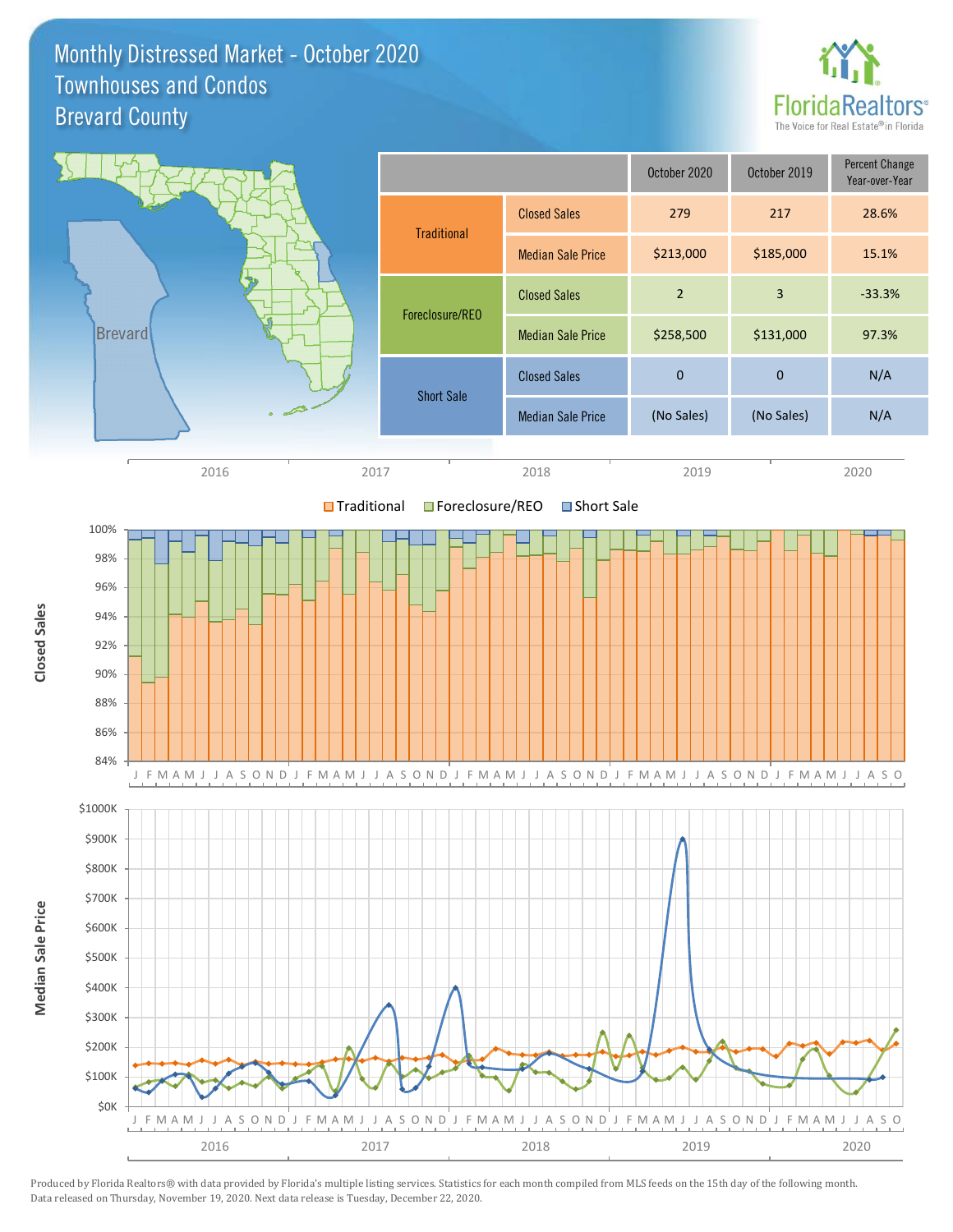# Monthly Distressed Market - October 2020
## Townhouses and Condos
## Brevard County

FloridaRealtors®
The Voice for Real Estate® in Florida

Brevard County

| | | October 2020 | October 2019 | Percent Change Year-over-Year |
|---|---|---|---|---|
| Traditional | Closed Sales | 279 | 217 | 28.6% |
| | Median Sale Price | $213,000 | $185,000 | 15.1% |
| Foreclosure/REO | Closed Sales | 2 | 3 | -33.3% |
| | Median Sale Price | $258,500 | $131,000 | 97.3% |
| Short Sale | Closed Sales | 0 | 0 | N/A |
| | Median Sale Price | (No Sales) | (No Sales) | N/A |

2016 2017 2018 2019 2020

Traditional Foreclosure/REO Short Sale

Closed Sales

100% 98% 96% 94% 92% 90% 88% 86% 84%

J F M A M J J A S O N D J F M A M J J A S O N D J F M A M J J A S O N D J F M A M J J A S O N D J F M A M J J A S O

Median Sale Price

$1000K $900K $800K $700K $600K $500K $400K $300K $200K $100K $0K

J F M A M J J A S O N D J F M A M J J A S O N D J F M A M J J A S O N D J F M A M J J A S O N D J F M A M J J A S O

2016 2017 2018 2019 2020

Produced by Florida Realtors® with data provided by Florida's multiple listing services. Statistics for each month compiled from MLS feeds on the 15th day of the following month.
Data released on Thursday, November 19, 2020. Next data release is Tuesday, December 22, 2020.